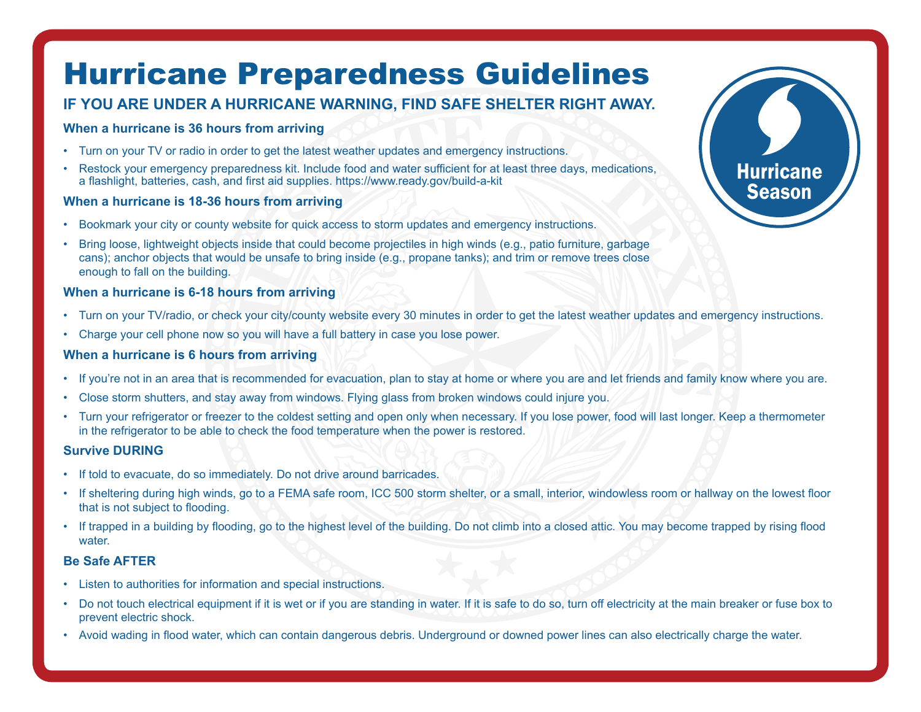# Hurricane Preparedness Guidelines

## IF YOU ARE UNDER A HURRICANE WARNING, FIND SAFE SHELTER RIGHT AWAY.

Hurricane Season

### When a hurricane is 36 hours from arriving

- Turn on your TV or radio in order to get the latest weather updates and emergency instructions.
- Restock your emergency preparedness kit. Include food and water sufficient for at least three days, medications, a flashlight, batteries, cash, and first aid supplies. https://www.ready.gov/build-a-kit

### When a hurricane is 18-36 hours from arriving

- Bookmark your city or county website for quick access to storm updates and emergency instructions.
- Bring loose, lightweight objects inside that could become projectiles in high winds (e.g., patio furniture, garbage cans); anchor objects that would be unsafe to bring inside (e.g., propane tanks); and trim or remove trees close enough to fall on the building.

### When a hurricane is 6-18 hours from arriving

- Turn on your TV/radio, or check your city/county website every 30 minutes in order to get the latest weather updates and emergency instructions.
- Charge your cell phone now so you will have a full battery in case you lose power.

### When a hurricane is 6 hours from arriving

- If you're not in an area that is recommended for evacuation, plan to stay at home or where you are and let friends and family know where you are.
- Close storm shutters, and stay away from windows. Flying glass from broken windows could injure you.
- Turn your refrigerator or freezer to the coldest setting and open only when necessary. If you lose power, food will last longer. Keep a thermometer in the refrigerator to be able to check the food temperature when the power is restored.

### Survive DURING

- If told to evacuate, do so immediately. Do not drive around barricades.
- If sheltering during high winds, go to a FEMA safe room, ICC 500 storm shelter, or a small, interior, windowless room or hallway on the lowest floor that is not subject to flooding.
- If trapped in a building by flooding, go to the highest level of the building. Do not climb into a closed attic. You may become trapped by rising flood water.

### Be Safe AFTER

- Listen to authorities for information and special instructions.
- Do not touch electrical equipment if it is wet or if you are standing in water. If it is safe to do so, turn off electricity at the main breaker or fuse box to prevent electric shock.
- Avoid wading in flood water, which can contain dangerous debris. Underground or downed power lines can also electrically charge the water.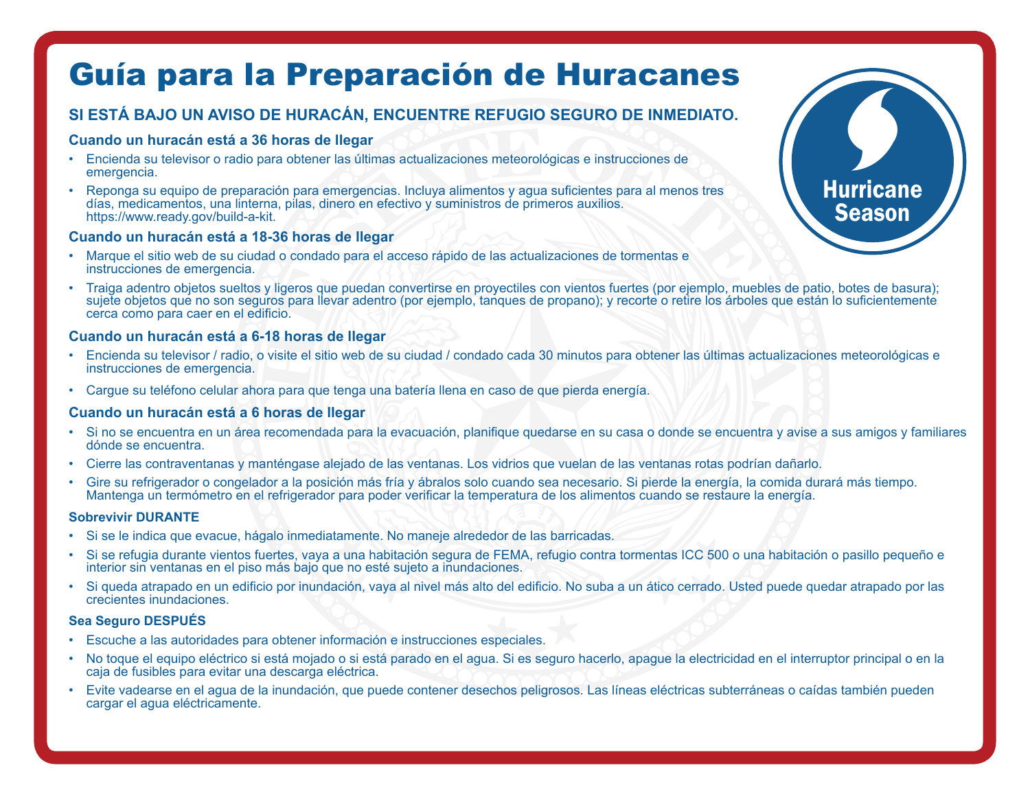# Guía para la Preparación de Huracanes

Hurricane Season

**SI ESTÁ BAJO UN AVISO DE HURACÁN, ENCUENTRE REFUGIO SEGURO DE INMEDIATO.**

### Cuando un huracán está a 36 horas de llegar

- Encienda su televisor o radio para obtener las últimas actualizaciones meteorológicas e instrucciones de emergencia.
- Reponga su equipo de preparación para emergencias. Incluya alimentos y agua suficientes para al menos tres días, medicamentos, una linterna, pilas, dinero en efectivo y suministros de primeros auxilios. https://www.ready.gov/build-a-kit.

### Cuando un huracán está a 18-36 horas de llegar

- Marque el sitio web de su ciudad o condado para el acceso rápido de las actualizaciones de tormentas e instrucciones de emergencia.
- Traiga adentro objetos sueltos y ligeros que puedan convertirse en proyectiles con vientos fuertes (por ejemplo, muebles de patio, botes de basura); sujete objetos que no son seguros para llevar adentro (por ejemplo, tanques de propano); y recorte o retire los árboles que están lo suficientemente cerca como para caer en el edificio.

### Cuando un huracán está a 6-18 horas de llegar

- Encienda su televisor / radio, o visite el sitio web de su ciudad / condado cada 30 minutos para obtener las últimas actualizaciones meteorológicas e instrucciones de emergencia.
- Cargue su teléfono celular ahora para que tenga una batería llena en caso de que pierda energía.

### Cuando un huracán está a 6 horas de llegar

- Si no se encuentra en un área recomendada para la evacuación, planifique quedarse en su casa o donde se encuentra y avise a sus amigos y familiares dónde se encuentra.
- Cierre las contraventanas y manténgase alejado de las ventanas. Los vidrios que vuelan de las ventanas rotas podrían dañarlo.
- Gire su refrigerador o congelador a la posición más fría y ábralos solo cuando sea necesario. Si pierde la energía, la comida durará más tiempo. Mantenga un termómetro en el refrigerador para poder verificar la temperatura de los alimentos cuando se restaure la energía.

### Sobrevivir DURANTE

- Si se le indica que evacue, hágalo inmediatamente. No maneje alrededor de las barricadas.
- Si se refugia durante vientos fuertes, vaya a una habitación segura de FEMA, refugio contra tormentas ICC 500 o una habitación o pasillo pequeño e interior sin ventanas en el piso más bajo que no esté sujeto a inundaciones.
- Si queda atrapado en un edificio por inundación, vaya al nivel más alto del edificio. No suba a un ático cerrado. Usted puede quedar atrapado por las crecientes inundaciones.

### Sea Seguro DESPUÉS

- Escuche a las autoridades para obtener información e instrucciones especiales.
- No toque el equipo eléctrico si está mojado o si está parado en el agua. Si es seguro hacerlo, apague la electricidad en el interruptor principal o en la caja de fusibles para evitar una descarga eléctrica.
- Evite vadearse en el agua de la inundación, que puede contener desechos peligrosos. Las líneas eléctricas subterráneas o caídas también pueden cargar el agua eléctricamente.